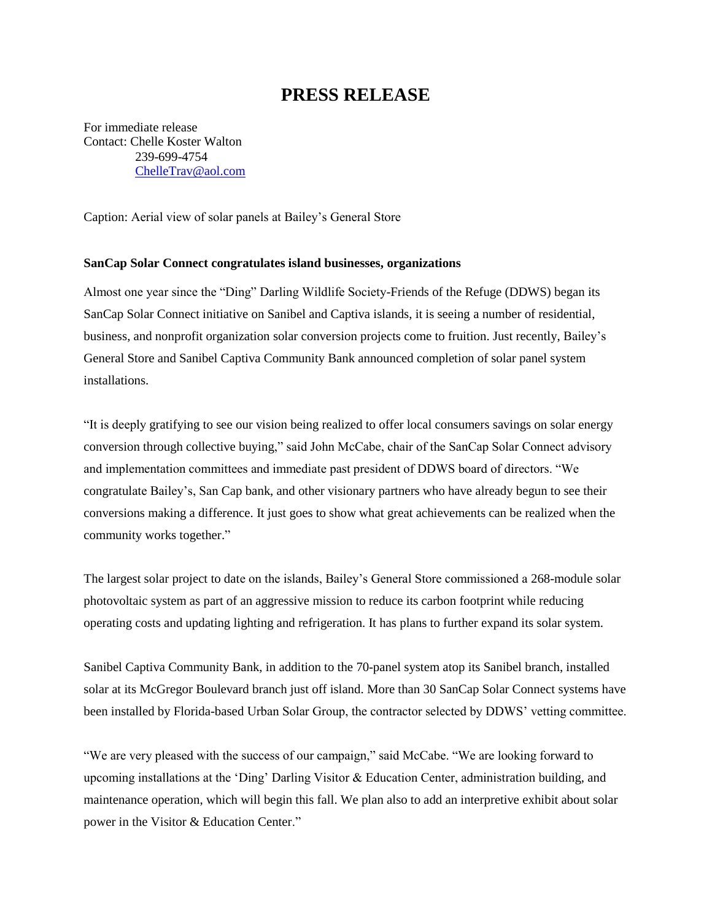# PRESS RELEASE

For immediate release
Contact: Chelle Koster Walton
239-699-4754
ChelleTrav@aol.com

Caption: Aerial view of solar panels at Bailey's General Store

**SanCap Solar Connect congratulates island businesses, organizations**

Almost one year since the "Ding" Darling Wildlife Society-Friends of the Refuge (DDWS) began its SanCap Solar Connect initiative on Sanibel and Captiva islands, it is seeing a number of residential, business, and nonprofit organization solar conversion projects come to fruition. Just recently, Bailey's General Store and Sanibel Captiva Community Bank announced completion of solar panel system installations.

"It is deeply gratifying to see our vision being realized to offer local consumers savings on solar energy conversion through collective buying," said John McCabe, chair of the SanCap Solar Connect advisory and implementation committees and immediate past president of DDWS board of directors. "We congratulate Bailey's, San Cap bank, and other visionary partners who have already begun to see their conversions making a difference. It just goes to show what great achievements can be realized when the community works together."

The largest solar project to date on the islands, Bailey's General Store commissioned a 268-module solar photovoltaic system as part of an aggressive mission to reduce its carbon footprint while reducing operating costs and updating lighting and refrigeration. It has plans to further expand its solar system.

Sanibel Captiva Community Bank, in addition to the 70-panel system atop its Sanibel branch, installed solar at its McGregor Boulevard branch just off island. More than 30 SanCap Solar Connect systems have been installed by Florida-based Urban Solar Group, the contractor selected by DDWS' vetting committee.

"We are very pleased with the success of our campaign," said McCabe. "We are looking forward to upcoming installations at the 'Ding' Darling Visitor & Education Center, administration building, and maintenance operation, which will begin this fall. We plan also to add an interpretive exhibit about solar power in the Visitor & Education Center."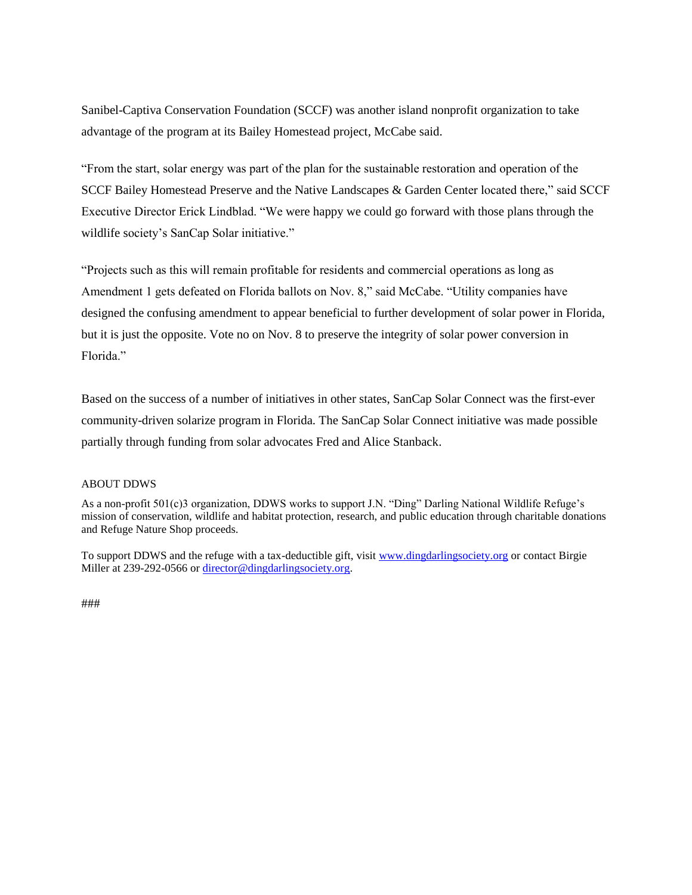Sanibel-Captiva Conservation Foundation (SCCF) was another island nonprofit organization to take advantage of the program at its Bailey Homestead project, McCabe said.

"From the start, solar energy was part of the plan for the sustainable restoration and operation of the SCCF Bailey Homestead Preserve and the Native Landscapes & Garden Center located there," said SCCF Executive Director Erick Lindblad. "We were happy we could go forward with those plans through the wildlife society's SanCap Solar initiative."

"Projects such as this will remain profitable for residents and commercial operations as long as Amendment 1 gets defeated on Florida ballots on Nov. 8," said McCabe. "Utility companies have designed the confusing amendment to appear beneficial to further development of solar power in Florida, but it is just the opposite. Vote no on Nov. 8 to preserve the integrity of solar power conversion in Florida."

Based on the success of a number of initiatives in other states, SanCap Solar Connect was the first-ever community-driven solarize program in Florida. The SanCap Solar Connect initiative was made possible partially through funding from solar advocates Fred and Alice Stanback.

ABOUT DDWS

As a non-profit 501(c)3 organization, DDWS works to support J.N. "Ding" Darling National Wildlife Refuge's mission of conservation, wildlife and habitat protection, research, and public education through charitable donations and Refuge Nature Shop proceeds.

To support DDWS and the refuge with a tax-deductible gift, visit [www.dingdarlingsociety.org](http://www.dingdarlingsociety.org) or contact Birgie Miller at 239-292-0566 or [director@dingdarlingsociety.org](mailto:director@dingdarlingsociety.org).

###